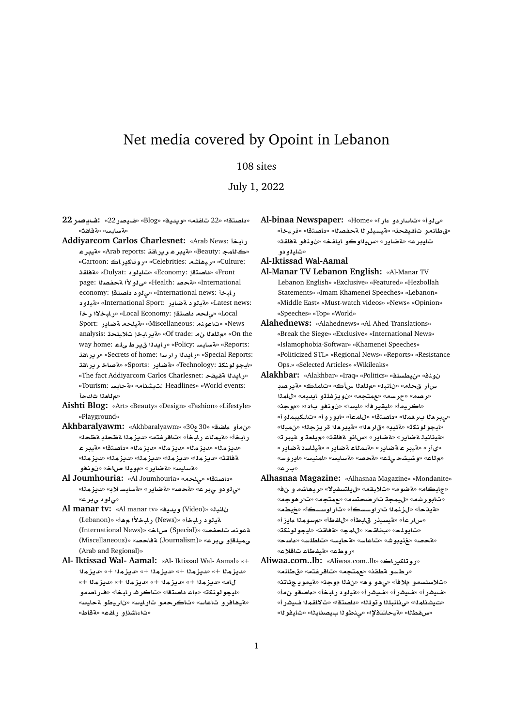# Net media covered by Opoint in Lebanon

108 sites

July 1, 2022

**رصيف 22:** «اقتصاد» «ملفات 22» «فيديو» «Blog» «رصيف 22» «ثقافة» «سياسة»

**Addiyarcom Carlos Charlesnet:** «Arab News: أخبار عربية» «Arab reports: تقارير عربية» «Beauty: جمال» «Cartoon: كاريكاتور» «Celebrities: مشاهير» «Culture: ثقافة» «Dulyat: دوليات» «Economy: اقتصاد» «Front page: الصفحة الأولى» «Health: صحة» «International economy: اقتصاد دولي» «International news: أخبار دولية» «International Sport: رياضة دولية» «Latest news: آخر الأخبار» «Local Economy: اقتصاد محلي» «Local Sport: رياضة محلية» «Miscellaneous: منوعات» «News analysis: تحليلات إخبارية» «Of trade: من العالم» «On the way home: على طريق الديار» «Policy: سياسة» «Reports: تقارير» «Secrets of home: اسرار الديار» «Special Reports: تقارير خاصة» «Sports: رياضة» «Technology: تكنولوجيا» «The fact Addiyarcom Carlos Charlesnet: حقيقة الديار» «Tourism: سياحة» «مانشيت: Headlines» «World events: أحداث العالم»

**Aishti Blog:** «Art» «Beauty» «Design» «Fashion» «Lifestyle» «Playground»

**Akhbaralyawm:** «Akhbaralyawm» «30ع30» «قضاء وأمن» «أخبار لحظة بلحظة» «المزيد» «مقتطفات» «أخبار عالمية» «عربية» «اقتصاد» «المزيد» «المزيد» «المزيد» «المزيد» «المزيد» «المزيد» «المزيد» «المزيد» «المزيد» «المزيد» «المزيد» «المزيد» «المزيد» «المزيد» «ثقافة» «رياضة» «خاص اليوم» «فنون» «سياسة»

**Al Joumhouria:** «Al Joumhouria» «محلي» «اقتصاد» «المزيد» «بلا سياسة» «رياضة» «صحة» «عربي و دولي» «عربي دولي»

**Al manar tv:** «Al manar tv» «فيديو (Video)» «لبنان (Lebanon)» «أهم الأخبار (News)» «أخبار دولية (International News)» «خاص (Special)» «محطات منوعة (Miscellaneous)» «صحافة (Journalism)» «عربي وإقليمي (Arab and Regional)»

**Al- Iktissad Wal- Aamal:** «Al- Iktissad Wal- Aamal» «+ المزيد» «+ المزيد» «+ المزيد» «+ المزيد» «+ المزيد» «+ المزيد» «+ المزيد» «+ المزيد» «المال» «تكنولوجيا» «اقتصاد عام» «أخبار شركات» «مصارف وتأمين» «سياحة وطيران» «سيارات ومحركات» «أسواق وفرص» «عقار وإنشاءات» «طاقة»

**Al-binaa Newspaper:** «Home» «آراء ودراسات» «أولى» «أخيرة» «اقتصاد» «الصفحة الرئيسية» «تحقيقات ومناطق» «عربيات» «رياضة» «كواليس» «خفايا» «ثقافة وفنون» «دوليات»

**Al-Iktissad Wal-Aamal**

**Al-Manar TV Lebanon English:** «Al-Manar TV Lebanon English» «Exclusive» «Featured» «Hezbollah Statements» «Imam Khamenei Speeches» «Lebanon» «Middle East» «Must-watch videos» «News» «Opinion» «Speeches» «Top» «World»

**Alahednews:** «Alahednews» «Al-Ahed Translations» «Break the Siege» «Exclusive» «International News» «Islamophobia-Softwar» «Khamenei Speeches» «Politicized STL» «Regional News» «Reports» «Resistance Ops.» «Selected Articles» «Wikileaks»

**Alakhbar:** «Alakhbar» «Iraq» «Politics» «فنون» «فلسطين» «لبنان» «العالم» «رأس المال» «كلمات» «بصرية» «ملحق رأس المال» «ميديا وتلفزيون» «مجتمع» «مسرح» «مصر» «وجوه» «آداب وفنون» «آسيا» «أفريقيا» «أمريكا» «أولمبيكيات» «أوروبا» «أعمال» «اقتصاد» «المغرب العربي» «اليمن» «الجزيرة العربية» «العراق» «بيئة» «تكنولوجيا» «تربية و تعليم» «ثقافة وناس» «رياضة» «رياضة لبنانية» «رياضة نسائية» «رياضة عالمية» «رياضة عربية» «رأي» «سوريا» «سينما» «سياسة» «صحة» «على حشيشو» «عالم» «عرب»

**Alhasnaa Magazine:** «Alhasnaa Magazine» «Mondanite» «فن ومشاهير» «لايفستايل» «مقابلات» «موضة» «ماكياج» «مجوهرات» «مجتمع» «مستحضرات تجميل» «مشروبات» «مطبخ» «إكسسوارات» «إكسسوارات المنزل» «أحذية» «أزياء الموسم» «أطفال» «أطباق رئيسية» «أعراس» «تكنولوجيا» «ثقافة» «جمال» «حقائب» «حلويات» «حساء» «سلطات» «ساعات» «شوبينغ» «صحة» «علاقات عاطفية» «عطور»

**Aliwaa.com..lb:** «Aliwaa.com..lb» «كاريكاتور» «مناطق» «مقتطفات» «مجتمع» «نقطة وسطر» «نتائج يومية» «موجز الفن» «هو وهي» «أفلام ومسلسلات» «أمن وقضاء» «أخبار دولية» «أرشيف» «أرشيف» «الدولي و اللبناني» «اقتصاد» «أرشيف مقالات» «مانشيت» «الوفيات» «اليانصيب الوطني» «الافتتاحية» «الطقس»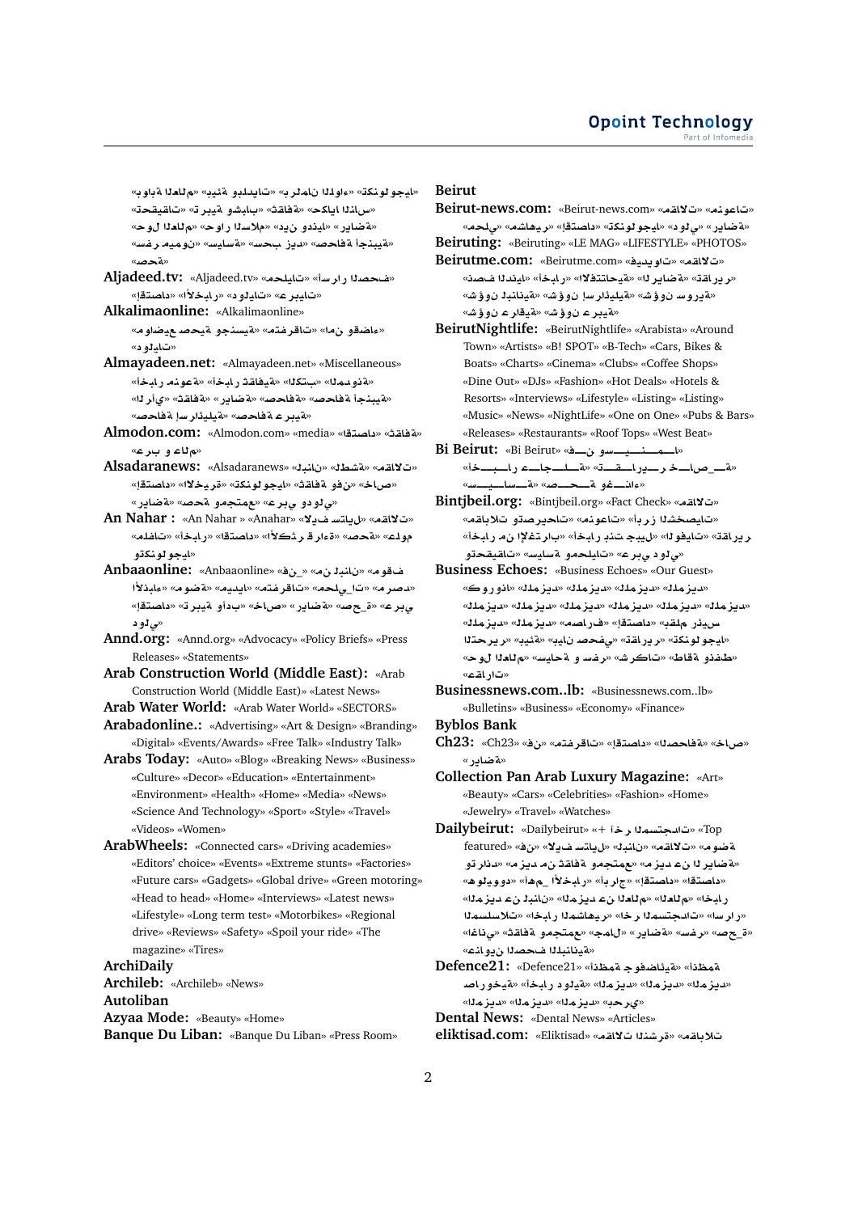«تكنولوجيا» «الدواء» «بيئة وبلديات» «بوابة العالم» «تحقيقات» «تربية وشباب» «ثقافة» «حكايا الناس» «حول العالم» «حوار السلام» «دين ودنيا» «رياضة» «سفر ومنوعات» «سياسة» «حسب زيد» «صحافة أجنبية» «صحة»

**Aljadeed.tv:** «Aljadeed.tv» «محليات» «أسرار الصحف» «اقتصاد» «الأخبار» «دوليات» «عربيات»

**Alkalimaonline:** «Alkalimaonline» «مواضيع صحية وجنسية» «متفرقات» «أمن وقضاء» «دوليات»

**Almayadeen.net:** «Almayadeen.net» «Miscellaneous» «أخبار منوعة» «المدونة» «الكتب» «أخبار ثقافية» «الرأي» «ثقافة» «رياضة» «صحافة» «صحافة أجنبية» «صحافة إسرائيلية» «صحافة عربية»

**Almodon.com:** «Almodon.com» «media» «اقتصاد» «ثقافة» «عرب و عالم»

**Alsadaranews:** «Alsadaranews» «مقالات» «الشطة» «لبنان» «اقتصاد» «الاخيرة» «تكنولوجيا» «ثقافة وفن» «خاص» «رياضة» «صحة ومجتمع» «عربي ودولي»

**An Nahar :** «An Nahar » «Anahar» «مقالات» «ليفستايل» «ملفات» «أخبار» «اقتصاد» «الأكثر قراءة» «صحة» «علوم وتكنولوجيا»

**Anbaaonline:** «Anbaaonline» «من لبنان» «فن» «موقف» «الأنباء» «موضة» «ميديا» «متفرقات» «محليات» «مرصد» «اقتصاد» «تربية وأدب» «خاص» «رياضة» «صحة» «عربي ودولي»

**Annd.org:** «Annd.org» «Advocacy» «Policy Briefs» «Press Releases» «Statements»

**Arab Construction World (Middle East):** «Arab Construction World (Middle East)» «Latest News»

**Arab Water World:** «Arab Water World» «SECTORS»

**Arabadonline.:** «Advertising» «Art & Design» «Branding» «Digital» «Events/Awards» «Free Talk» «Industry Talk»

**Arabs Today:** «Auto» «Blog» «Breaking News» «Business» «Culture» «Decor» «Education» «Entertainment» «Environment» «Health» «Home» «Media» «News» «Science And Technology» «Sport» «Style» «Travel» «Videos» «Women»

**ArabWheels:** «Connected cars» «Driving academies» «Editors' choice» «Events» «Extreme stunts» «Factories» «Future cars» «Gadgets» «Global drive» «Green motoring» «Head to head» «Home» «Interviews» «Latest news» «Lifestyle» «Long term test» «Motorbikes» «Regional drive» «Reviews» «Safety» «Spoil your ride» «The magazine» «Tires»

**ArchiDaily**

**Archileb:** «Archileb» «News»

**Autoliban**

**Azyaa Mode:** «Beauty» «Home»

**Banque Du Liban:** «Banque Du Liban» «Press Room»

**Beirut**

**Beirut-news.com:** «Beirut-news.com» «مقالات» «منوعات» «محلي» «مشاهير» «اقتصاد» «تكنولوجيا» «دولي» «رياضة»

**Beiruting:** «Beiruting» «LE MAG» «LIFESTYLE» «PHOTOS»

**Beirutme.com:** «Beirutme.com» «مقالات» «فيديوهات» «تصنف الدنيا» «أخبار» «الافتتاحية» «الرياضة» «تقارير» «شؤون لبنانية» «شؤون إسرائيلية» «شؤون سورية» «شؤون عربية» «شؤون عربية»

**BeirutNightlife:** «BeirutNightlife» «Arabista» «Around Town» «Artists» «B! SPOT» «B-Tech» «Cars, Bikes & Boats» «Charts» «Cinema» «Clubs» «Coffee Shops» «Dine Out» «DJs» «Fashion» «Hot Deals» «Hotels & Resorts» «Interviews» «Lifestyle» «Listing» «Listing» «Music» «News» «NightLife» «One on One» «Pubs & Bars» «Releases» «Restaurants» «Roof Tops» «West Beat»

**Bi Beirut:** «Bi Beirut» «فن وموسيقى» «أخبار عاجلة» «تقارير خاصة» «سياسة» «صحة وغذاء»

**Bintjbeil.org:** «Bintjbeil.org» «Fact Check» «مقالات» «مقابلات وصور» «تحريرات» «منوعات» «أبرز الشخصيات» «أخبار من الاغتراب» «أخبار بنت جبيل» «فيديوهات» «تقارير وتحقيقات» «سياسة ومحليات» «عربي ودولي»

**Business Echoes:** «Business Echoes» «Our Guest» «كورونا» «المزيد» «المزيد» «المزيد» «المزيد» «المزيد» «المزيد» «المزيد» «المزيد» «المزيد» «المزيد» «مصارف» «اقتصاد» «المزيد» «المزيد» «بقلم رئيس التحرير» «بيئة» «بين صحفي» «تقارير» «تكنولوجيا» «حول العالم» «سياحة و سفر» «شركات» «طاقة ونفط» «عقارات»

**Businessnews.com..lb:** «Businessnews.com..lb» «Bulletins» «Business» «Economy» «Finance»

**Byblos Bank**

**Ch23:** «Ch23» «فن» «متفرقات» «اقتصاد» «الصحافة» «خاص» «رياضة»

**Collection Pan Arab Luxury Magazine:** «Art» «Beauty» «Cars» «Celebrities» «Fashion» «Home» «Jewelry» «Travel» «Watches»

**Dailybeirut:** «Dailybeirut» «+ آخر المستجدات» «Top featured» «لايف ستايل» «لبنان» «مقالات» «موضة وتجميل» «مزيد من ثقافة ومجتمع» «مزيد من الرياضة» «هوليوود» «أهم الأخبار» «أبراج» «اقتصاد» «المزيد من لبنان» «المزيد من العالم» «العالم» «أخبار المشاهير» «المسلسلات» «أخر المستجدات» «أسرار الصحف» «سفر» «رياضة» «مجال» «مجتمع» «ثقافة وفن» «أغاني البنانية»

**Defence21:** «Defence21» «أنظمة جوفضائية» «أنظمة صواريخ» «أخبار دولية» «المزيد» «المزيد» «المزيد» «المزيد» «المزيد» «بحري»

**Dental News:** «Dental News» «Articles»

**eliktisad.com:** «Eliktisad» «مقالات النشرة» «مقابلات»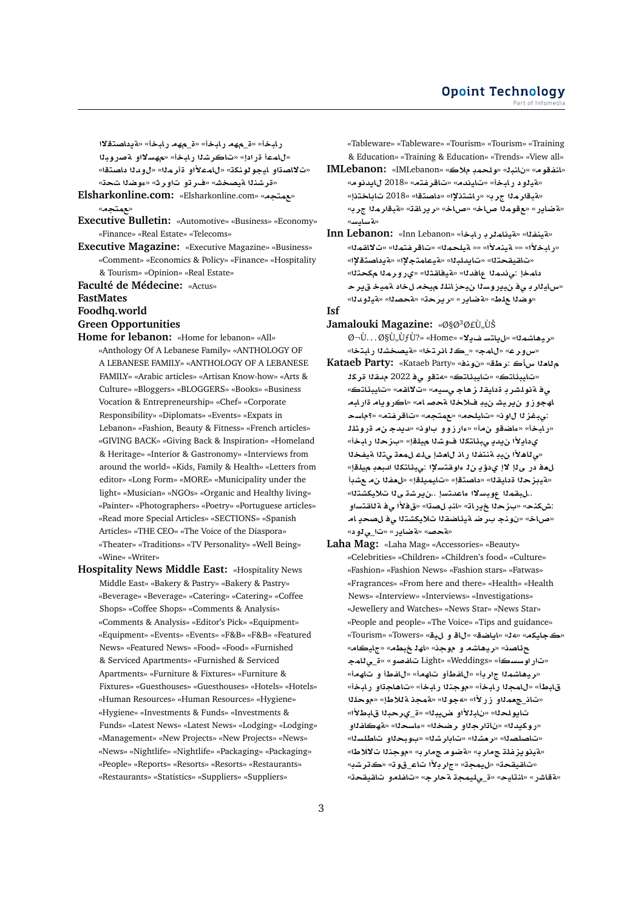«الاقتصادية» «أخبار مهمة» «أخبار مهمة» «أخبار الأعمال» «إدارة أعمال» «أخبار الشركات» «البورصة والأسهم» «اقتصاد الدول» «الأرقام والأعمال» «تكنولوجيا واتصالات» «تحت الضوء» «ثروات وترف» «شخصية الشهر»

**Elsharkonline.com:** «Elsharkonline.com» «مجتمع» «مجتمع»

**Executive Bulletin:** «Automotive» «Business» «Economy» «Finance» «Real Estate» «Telecoms»

**Executive Magazine:** «Executive Magazine» «Business» «Comment» «Economics & Policy» «Finance» «Hospitality & Tourism» «Opinion» «Real Estate»

**Faculté de Médecine:** «Actus»

**FastMates**

**Foodhq.world**

**Green Opportunities**

**Home for lebanon:** «Home for lebanon» «All» «Anthology Of A Lebanese Family» «ANTHOLOGY OF A LEBANESE FAMILY» «ANTHOLOGY OF A LEBANESE FAMILY» «Arabic articles» «Artisan Know-how» «Arts & Culture» «Bloggers» «BLOGGERS» «Books» «Business Vocation & Entrepreneurship» «Chef» «Corporate Responsibility» «Diplomats» «Events» «Expats in Lebanon» «Fashion, Beauty & Fitness» «French articles» «GIVING BACK» «Giving Back & Inspiration» «Homeland & Heritage» «Interior & Gastronomy» «Interviews from around the world» «Kids, Family & Health» «Letters from editor» «Long Form» «MORE» «Municipality under the light» «Musician» «NGOs» «Organic and Healthy living» «Painter» «Photographers» «Poetry» «Portuguese articles» «Read more Special Articles» «SECTIONS» «Spanish Articles» «THE CEO» «The Voice of the Diaspora» «Theater» «Traditions» «TV Personality» «Well Being» «Wine» «Writer»

**Hospitality News Middle East:** «Hospitality News Middle East» «Bakery & Pastry» «Bakery & Pastry» «Beverage» «Beverage» «Catering» «Catering» «Coffee Shops» «Coffee Shops» «Comments & Analysis» «Comments & Analysis» «Editor's Pick» «Equipment» «Equipment» «Events» «Events» «F&B» «F&B» «Featured News» «Featured News» «Food» «Food» «Furnished & Serviced Apartments» «Furnished & Serviced Apartments» «Furniture & Fixtures» «Furniture & Fixtures» «Guesthouses» «Guesthouses» «Hotels» «Hotels» «Human Resources» «Human Resources» «Hygiene» «Hygiene» «Investments & Funds» «Investments & Funds» «Latest News» «Latest News» «Lodging» «Lodging» «Management» «New Projects» «New Projects» «News» «News» «Nightlife» «Nightlife» «Packaging» «Packaging» «People» «Reports» «Resorts» «Resorts» «Restaurants» «Restaurants» «Statistics» «Suppliers» «Suppliers»

«Tableware» «Tableware» «Tourism» «Tourism» «Training & Education» «Training & Education» «Trends» «View all»

**IMLebanon:** «IMLebanon» «كلام بمحله» «لبنان» «موقفنا» «مونديال 2018» «مقتطفات» «مدونات» «أخبار دولية» «انتخابات 2018» «اقتصاد» «الانتشار» «برج المراقبة» «رياضة» «خاص الموقع» «خاص» «كاريكاتير» «برج المراقبة» «سياسة»

**Inn Lebanon:** «Inn Lebanon» «أخبار بالرمانية» «الفنية» «الأخبار» «الأمنية» «المحلية» «مقتطفات» «المقالات» «التحقيقات» «البلديات» «الاجتماعية» «الاقتصادية» «التحكم المروري» «الثقافية» «الدفاع المدني: خماد حريق خيمة داخل مخيم النازحين السوريين ببر الياس» «الدولية» «الصحة» «تحرير» «رياضة» «طلع الضو»

**Isf**

**Jamalouki Magazine:** «Ø§Ø³Ø£Ù„ÙŠ Ø–Ù…...Ø§Ù„Ù‚Ù?» «Home» «كيف تسألي» «الهاشمية» «تاريخ الشخصية» «جمال الكرد» «عروس» «دولي يا تا»

**Kataeb Party:** «Kataeb Party» «فنون» «ظرف: كأس العالم في قطر 2022 وفق» «كتابات» «كتابات» «مقالات» «كتابات» «يسهم جاهز بقيادة برشلونة في مباراة الكوري ما حصة الخلاف بين شيرين وزوجها؟» «مقتطفات» «مجتمع» «محليات» «نواف الغزي: أخبار» «قادة ومسؤولين» «زوواه» «واب ونواف من يدير تشكيلة» «أخبار الحزب» «إقليم التكفير ويسيئ الأداري الأهالي» «التي تعمل على إشعال نار الفتنة بين الأهالي» «إقليم الكتائب بعبدا: الاستقواء لن يؤدي إلا إلى رد فعل أشد من الفعل» «الإقليمية» «اقتصاد» «إقليمي الحزينة» «التشكيلات التي تستدعي الأسبوع المقبل..» «الاستقالة في الآفاق» «صلة الحديث» «تاريخ الحزب» «كتذكر: ما يحصل في التشكيلات القضائية ضرب جنون» «خاص» «رياضة» «صحة»

**Laha Mag:** «Laha Mag» «Accessories» «Beauty» «Celebrities» «Children» «Children's food» «Culture» «Fashion» «Fashion News» «Fashion stars» «Fatwas» «Fragrances» «From here and there» «Health» «Health News» «Interview» «Interviews» «Investigations» «Jewellery and Watches» «News Star» «News Star» «People and people» «The Voice» «Tips and guidance» «Tourism» «Towers» «كيف و قال» «أضاء» «لها» «كمكياج» «مكياج» «طبخ لها» «نجوم و مشاهير» «نصائح» «جمال يومية» «وصفات Light» «إكسسوارات» «الأمهات و الأطفال» «أطفال وأمهات» «أب رجال المشاهير» «أطباق الجمال» «أخبار النجوم» «أخبار واتجاهات» «الموجة» «الأزياء» «وجه» «نجمة الأطلال» «موجات الأطباق» «البحري» «الأبيض والأبدان» «الحلويات» «وفاكهة» «الحساء» «خضار والجرات» «الديكور» «الشطائر» «الشراب» «المشروبات» «الصلصات» «الطاولات الموجة» «برامج مضوعة» «برامج تلفزيونية» «شربك تقوي» «تجارب العلاج» «تحقيقات» «تحقيقات ومقالات» «تجارب جميلة» «حكايات» «رشاقة»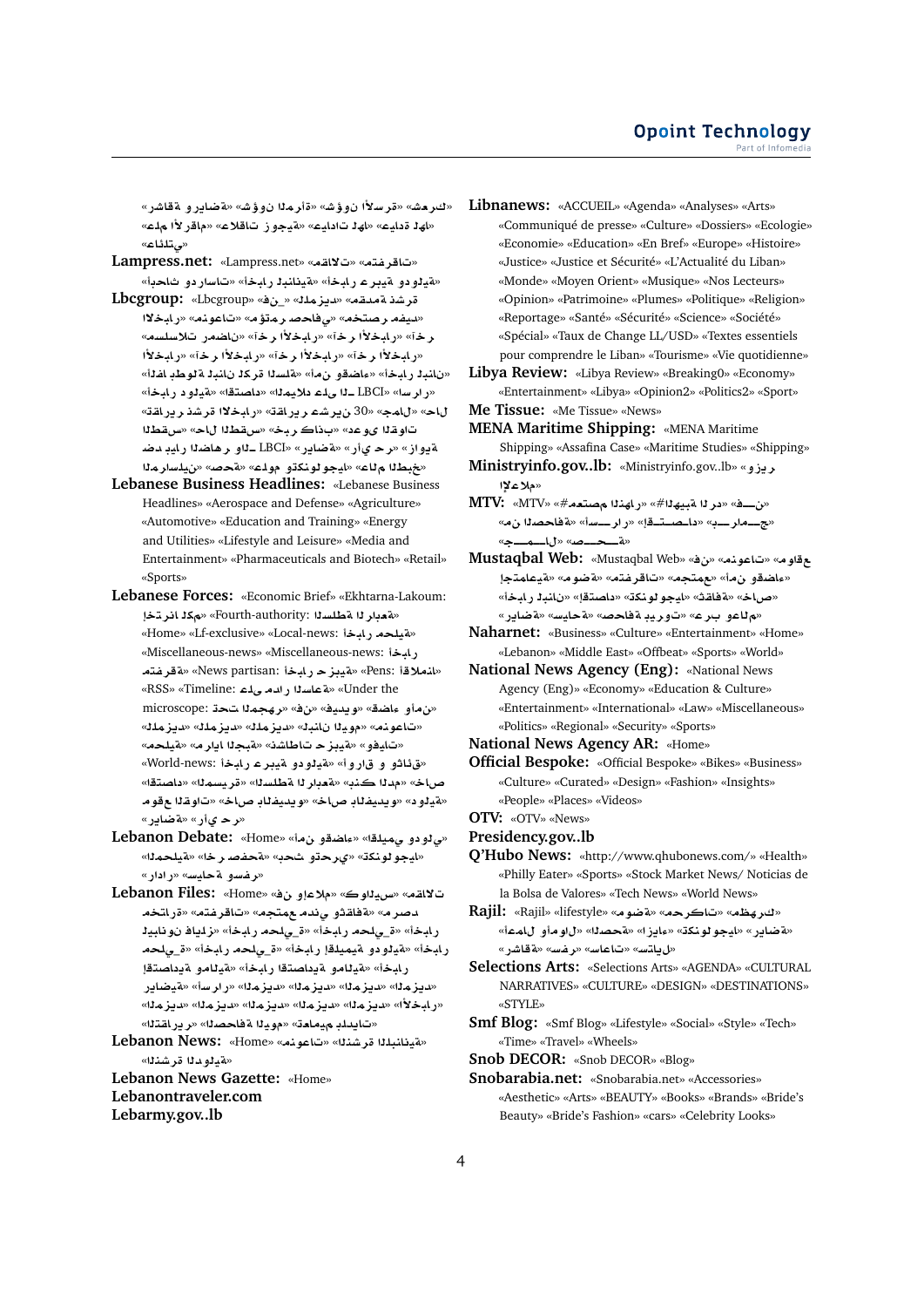«رشاقة وريضة» «شؤون المرأة» «شؤون الأسرة» «مشرك» «علم الأرقام» «علاقات زوجية» «عيادات أهل» «أهل العائلتي»

**Lampress.net:** «Lampress.net» «مقالات» «مقترفات» «أخبار دولية» «أخبار لبنانية» «أخبار عربية ودولية»

**Lbcgroup:** «Lbcgroup» «فن_» «المزيد» «مقدمة نشرة الأخبار» «منوعات» «متفرقات» «صحتك» «مقديف» «مسلسلات مرمضان» «آخر الأخبار» «آخر الأخبار» «آخر الأخبار» «آخر الأخبار» «آخر الأخبار» «آخر الأخبار» «آخر الأخبار» «أخبار لبنان» «أخبار المرأة» «أخبار ووقضايا» «أخبار بطولة لبنان لكرة السلة» «أخبار دولية» «اقتصاد» «المزيد على الـ LBCI» «اسرار» «الكلمة» «30 عشر يوميا» «مسلسل قدير شنترة الأخبار» «خبر عاجل» «مسلسل قدير الأخبار» «أخبار الأسبوع ويأتي ومميزات» «مرأي حر» «LBCI الـ» «حضار والأوقات» «عالم التكنولوجيا والطبخ» «صحتك» «مسيرات الأخبار

**Lebanese Business Headlines:** «Lebanese Business Headlines» «Aerospace and Defense» «Agriculture» «Automotive» «Education and Training» «Energy and Utilities» «Lifestyle and Leisure» «Media and Entertainment» «Pharmaceuticals and Biotech» «Retail» «Sports»

**Lebanese Forces:** «Economic Brief» «Ekhtarna-Lakoum: إختارنا لكم» «Fourth-authority: السلطة الرابعة» «Home» «Lf-exclusive» «Local-news: أخبار محلية» «Miscellaneous-news» «Miscellaneous-news: أخبار متفرقة» «News partisan: أخبار حزبية» «Pens: أقلام» «RSS» «Timeline: على مدار الساعة» «Under the microscope: تحت المجهر» «فن» «فيديو» «فضاء وأمن» «منوعات» «للمزيد» «للمزيد» «للمزيد» «لبنان اليوم» «محليات» «مرايا الجبهة» «نشاطات حزبية» «وفيات» «World-news: أخبار عربية ودولية» «أوراق وثائق» «اقتصاد» «المسيرة» «السلطة الرابعة» «بحث المدد» «خاص» «موقع القوات» «خاص بالفيديو» «خاص بالفيديو» «دولية» «قضايا» «رأي حر»

**Lebanon Debate:** «Home» «أمن وقضاء» «إقليمي ودولي» «المحلية» «آخر مفضحة» «تحت مجهري» «تكنولوجيا» «إداري» «سياحة وسفر»

**Lebanon Files:** «Home» «فن واعلام» «كواليس» «مقالات» «مختارات» «متفرقات» «مجتمع مدني» «ثقافة» «رصد» «لبنانيون فايز» «أخبار محلية» «أخبار محلية» «أخبار محلية» «أخبار محلية» «أخبار إقليمية ودولية» «أخبار استقصادية وماليية» «أخبار استقصادية وماليية» «رياضية» «أسرار» «المزيد» «المزيد» «المزيد» «المزيد» «الأخبار» «المزيد» «المزيد» «المزيد» «المزيد» «التقارير» «الصحافة اليوم» «تعاميم بلديات»

**Lebanon News:** «Home» «منوعات» «النشرة اللبنانية» «النشرة الدولية»

**Lebanon News Gazette:** «Home»

**Lebanontraveler.com**

**Lebarmy.gov..lb**

**Libnanews:** «ACCUEIL» «Agenda» «Analyses» «Arts» «Communiqué de presse» «Culture» «Dossiers» «Ecologie» «Economie» «Education» «En Bref» «Europe» «Histoire» «Justice» «Justice et Sécurité» «L'Actualité du Liban» «Monde» «Moyen Orient» «Musique» «Nos Lecteurs» «Opinion» «Patrimoine» «Plumes» «Politique» «Religion» «Reportage» «Santé» «Sécurité» «Science» «Société» «Spécial» «Taux de Change LL/USD» «Textes essentiels pour comprendre le Liban» «Tourisme» «Vie quotidienne»

**Libya Review:** «Libya Review» «Breaking0» «Economy» «Entertainment» «Libya» «Opinion2» «Politics2» «Sport»

**Me Tissue:** «Me Tissue» «News»

**MENA Maritime Shipping:** «MENA Maritime Shipping» «Assafina Case» «Maritime Studies» «Shipping»

**Ministryinfo.gov..lb:** «Ministryinfo.gov..lb» «وزير الإعلام»

**MTV:** «MTV» «#معتصم النهار» «#الهيبة رد» «فن» «من الصحافة» «أسرار» «إقتصاد» «بحار وج» «حصة» «جمال»

**Mustaqbal Web:** «Mustaqbal Web» «فن» «منوعات» «مواقع» «أمن وقضاء» «مجتمع» «مقترفات» «موضة» «إجتماعية» «أخبار لبنان» «إقتصاد» «تكنولوجيا» «ثقافة» «خاص» «مقالات» «صحافة وبريد» «عرب وعالم» «قضايا»

**Naharnet:** «Business» «Culture» «Entertainment» «Home» «Lebanon» «Middle East» «Offbeat» «Sports» «World»

**National News Agency (Eng):** «National News Agency (Eng)» «Economy» «Education & Culture» «Entertainment» «International» «Law» «Miscellaneous» «Politics» «Regional» «Security» «Sports»

**National News Agency AR:** «Home»

**Official Bespoke:** «Official Bespoke» «Bikes» «Business» «Culture» «Curated» «Design» «Fashion» «Insights» «People» «Places» «Videos»

**OTV:** «OTV» «News»

**Presidency.gov..lb**

**Q'Hubo News:** «http://www.qhubonews.com/» «Health» «Philly Eater» «Sports» «Stock Market News/ Noticias de la Bolsa de Valores» «Tech News» «World News»

**Rajil:** «Rajil» «lifestyle» «موضة» «حركات» «مظهرك» «رياضة» «تكنولوجيا» «إزياء» «الصحة» «أعمال وأموال» «رشاقة» «سفر» «ساعات» «تسلية»

**Selections Arts:** «Selections Arts» «AGENDA» «CULTURAL NARRATIVES» «CULTURE» «DESIGN» «DESTINATIONS» «STYLE»

**Smf Blog:** «Smf Blog» «Lifestyle» «Social» «Style» «Tech» «Time» «Travel» «Wheels»

**Snob DECOR:** «Snob DECOR» «Blog»

**Snobarabia.net:** «Snobarabia.net» «Accessories» «Aesthetic» «Arts» «BEAUTY» «Books» «Brands» «Bride's Beauty» «Bride's Fashion» «cars» «Celebrity Looks»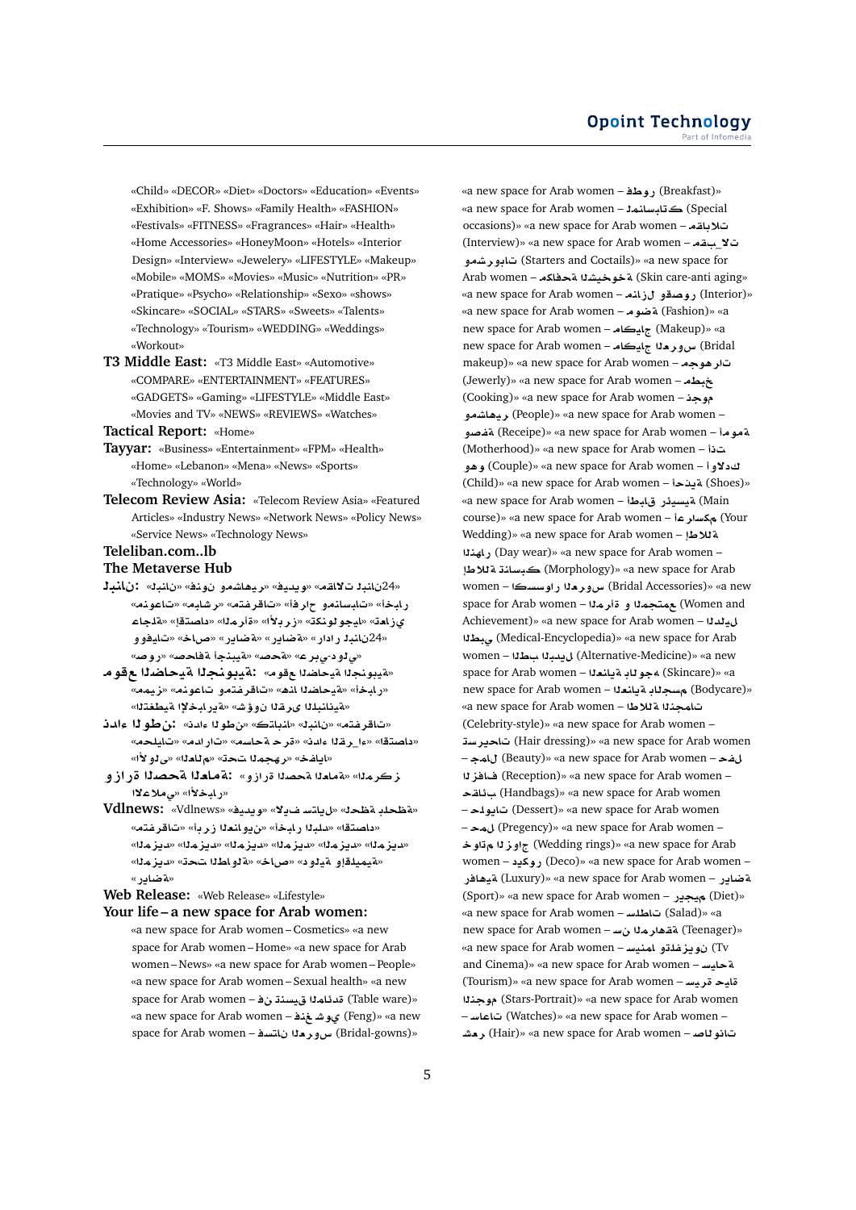«Child» «DECOR» «Diet» «Doctors» «Education» «Events» «Exhibition» «F. Shows» «Family Health» «FASHION» «Festivals» «FITNESS» «Fragrances» «Hair» «Health» «Home Accessories» «HoneyMoon» «Hotels» «Interior Design» «Interview» «Jewelery» «LIFESTYLE» «Makeup» «Mobile» «MOMS» «Movies» «Music» «Nutrition» «PR» «Pratique» «Psycho» «Relationship» «Sexo» «shows» «Skincare» «SOCIAL» «STARS» «Sweets» «Talents» «Technology» «Tourism» «WEDDING» «Weddings» «Workout»

**T3 Middle East:** «T3 Middle East» «Automotive» «COMPARE» «ENTERTAINMENT» «FEATURES» «GADGETS» «Gaming» «LIFESTYLE» «Middle East» «Movies and TV» «NEWS» «REVIEWS» «Watches»

**Tactical Report:** «Home»

**Tayyar:** «Business» «Entertainment» «FPM» «Health» «Home» «Lebanon» «Mena» «News» «Sports» «Technology» «World»

**Telecom Review Asia:** «Telecom Review Asia» «Featured Articles» «Industry News» «Network News» «Policy News» «Service News» «Technology News»

**Teleliban.com..lb**

**The Metaverse Hub**

**نانبلد:** «24نانبلد تلاقمه» «ويديف» «ريهاشمو نونف» «نانبلد» «رابخأ» «تايسانمو حارفأ» «تاقرفتم» «رشابم» «تاعونم» «يزاهت» «ايجولونكت» «زربلأا» «ةأرملا» «داصتقإ» «ةلجاع» «24نانبلد رادار» «ةضاير» «ةضاير» «صاخ» «تايفوو» «يلود-يبرع» «ةحص» «ةيبنجأ ةفاحص» «روصو»

**مقوم ةيبونجلا ةيحاضلا:** «ةيبونجلا ةيحاضلا عقوم» «رابخأ» «ةيحاضلا انه» «تاقرفتمو تاعونم» «زيمم» «ةينانبلدا ىرقلا نوؤش» «ةيرابخلإا ةيطغتلا»

**نطولا ءادن:** «تاقرفتم» «نانبل» «تاباتك» «نطولا ءادن» «داصتقا» «يأرلا ءادن» «ةرح ةحاسم» «تارادصا» «تايلحم» «ايافخ» «رهجملا تحت» «ملاعلا» «ىلولأا»

**ةرازو ةحصلا ةماعلا:** «ةرازو ةحصلا ةماعلا» «زكرملا يملاعلاا» «رابخلأا»

**Vdlnews:** «Vdlnews» «ويديف» «ليلاتس فيلا» «ةظحلب ةظحل» «تاقرفتم» «رابخأ نيوانعلا» «رابخأ دلبلا» «داصتقا» «ديزملا» «ديزملا» «ديزملا» «ديزملا» «ديزملا» «ديزملا» «ديزملا» «ةيميلقإو ةيلود» «صاخ» «ةلوالطا تحت» «ديزملا» «ةضاير»

**Web Release:** «Web Release» «Lifestyle»

**Your life – a new space for Arab women:** «a new space for Arab women – Cosmetics» «a new space for Arab women – Home» «a new space for Arab women – News» «a new space for Arab women – People» «a new space for Arab women – Sexual health» «a new space for Arab women – نف ةيسنتلا ةدئاملا (Table ware)» «a new space for Arab women – غنف يوشغنف (Feng)» «a new space for Arab women – ناتسف سورعلا (Bridal-gowns)» «a new space for Arab women – روطف (Breakfast)» «a new space for Arab women – تابسانملا ك (Special occasions)» «a new space for Arab women – تلاباقم (Interview)» «a new space for Arab women – تلابقم تابورشمو (Starters and Coctails)» «a new space for Arab women – ةحفاكم ةخوخيشلا (Skin care-anti aging» «a new space for Arab women – لزانم روكيدو (Interior)» «a new space for Arab women – ةضوم (Fashion)» «a new space for Arab women – جايكام (Makeup)» «a new space for Arab women – جايكام سورعلا (Bridal makeup)» «a new space for Arab women – تارهوجم (Jewerly)» «a new space for Arab women – خبطم (Cooking)» «a new space for Arab women – موجن ريهاشمو (People)» «a new space for Arab women – ةفصو (Receipe)» «a new space for Arab women – ةمومأ (Motherhood)» «a new space for Arab women – تنأ وهو (Couple)» «a new space for Arab women – كدلاوأ (Child)» «a new space for Arab women – ةيذحأ (Shoes)» «a new space for Arab women – قابطأ ةيسيئر (Main course)» «a new space for Arab women – مكسارعأ (Your Wedding)» «a new space for Arab women – ةللاطإ راهنلا (Day wear)» «a new space for Arab women – ةللاطإ كيسانئد (Morphology)» «a new space for Arab women – تاروسسكا سورعلا (Bridal Accessories)» «a new space for Arab women – ةأرملا و عمتجملا (Women and Achievement)» «a new space for Arab women – ليلدلا يبطلا (Medical-Encyclopedia)» «a new space for Arab women – بطلا ليدبلا (Alternative-Medicine)» «a new space for Arab women – ةيانعلا ةجوشبلاب (Skincare)» «a new space for Arab women – ةيانعلا مسجلاب (Bodycare)» «a new space for Arab women – ةللاطا تامجنلا (Celebrity-style)» «a new space for Arab women – تاحيرست (Hair dressing)» «a new space for Arab women – لامج (Beauty)» «a new space for Arab women – لفح فافزلا (Reception)» «a new space for Arab women – بئاقح (Handbags)» «a new space for Arab women – تايولح (Dessert)» «a new space for Arab women – لمح (Pregency)» «a new space for Arab women – متاوخ جاوزلا (Wedding rings)» «a new space for Arab women – روكيد (Deco)» «a new space for Arab women – ةيهافر (Luxury)» «a new space for Arab women – ةضاير (Sport)» «a new space for Arab women – ميجير (Diet)» «a new space for Arab women – تاطلس (Salad)» «a new space for Arab women – نس ةقهارملا (Teenager)» «a new space for Arab women – امنيس نويزفلتو (Tv and Cinema)» «a new space for Arab women – ةحايس (Tourism)» «a new space for Arab women – ةريس ةايح موجنلا (Stars-Portrait)» «a new space for Arab women – تاعاس (Watches)» «a new space for Arab women – رعش (Hair)» «a new space for Arab women – تانولاص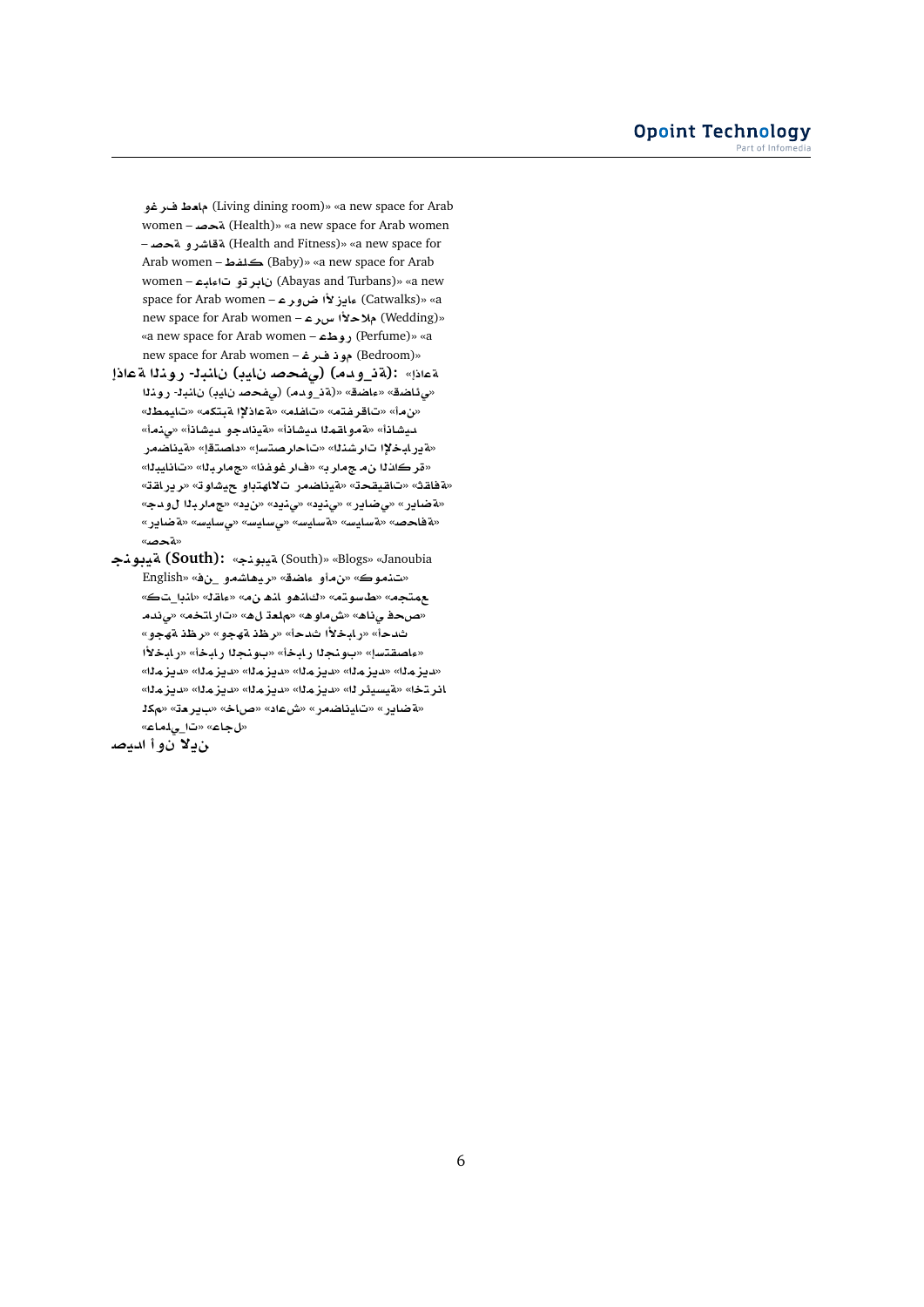ماعط فرغو (Living dining room)» «a new space for Arab women – ةحص (Health)» «a new space for Arab women – ةقاشرو ةحص (Health and Fitness)» «a new space for Arab women – كلفط (Baby)» «a new space for Arab women – نابرتو تاءابع (Abayas and Turbans)» «a new space for Arab women – ءايزلأا ضورع (Catwalks)» «a new space for Arab women – ملاحلأا سرع (Wedding)» «a new space for Arab women – روطع (Perfume)» «a new space for Arab women – مون فرغ (Bedroom)»

**ةعاذإ :(ةنودم) (يفحص نايب) نانبل- رونلا ةعاذإ** «(ةنودم) (يفحص نايب) نانبل- رونلا» «ءاضق» «يئاضق» «تايمطلا» «ةبتكم ةعاذلإا» «تافلم» «تاقرفتم» «نمأ» «يتمأ» «ةيئادجو ديشانأ» «ةموامقملا ديشانأ» ديشانأ «ةيناضمر» «داصتقإ» «تاحارصتسإ» «تارشنلا ةيرابخلإا» «تانايبلا» «جماربلا» «فارغوفنأ» «جمارب نم ةركاذلا» «ريراقت» «حيشاوت تلاهتباو ةيناضمر» «تاقيقحت» «ةفاقث» «جماربلا لودج» «نيد» «ينيد» «يضاير» «ةضاير» «يسايس» «يسايس» «ةسايس» «ةفاحص» «ةحص»

**ةيبونج (South):** ةيبونج (South)» «Blogs» «Janoubia English» «نف_ ريهاشمو» «ءاضق وأمن» «تنموك» «كتب_انبا» «ءاقل» «نم انه وهناك» «طسوتم» «عمتجم» «يندم» «تاراتخم» «هل ملعت» «شماوه» «يناه قوقح» «رظن ةهجو» «ةهجو رظن» «ثدحأ» «ثدحأ رابخلأا» «رابخلأا» «رابخأ» «رابخأ بونجلا» «بونجلا» «ءاصقتسإ» «ديزملا» «ديزملا» «ديزملا» «ديزملا» «ديزملا» «ديزملا» «ديزملا» «ديزملا» «ديزملا» «ديزملا» «ةيسيئرلا» انرتخا «ةضاير» «تايناضمر» «شعاد» «صاخ» «بيرعت» «مكل» «تاي_لماع» «لجاع»

**نيلا نوأ ادص**